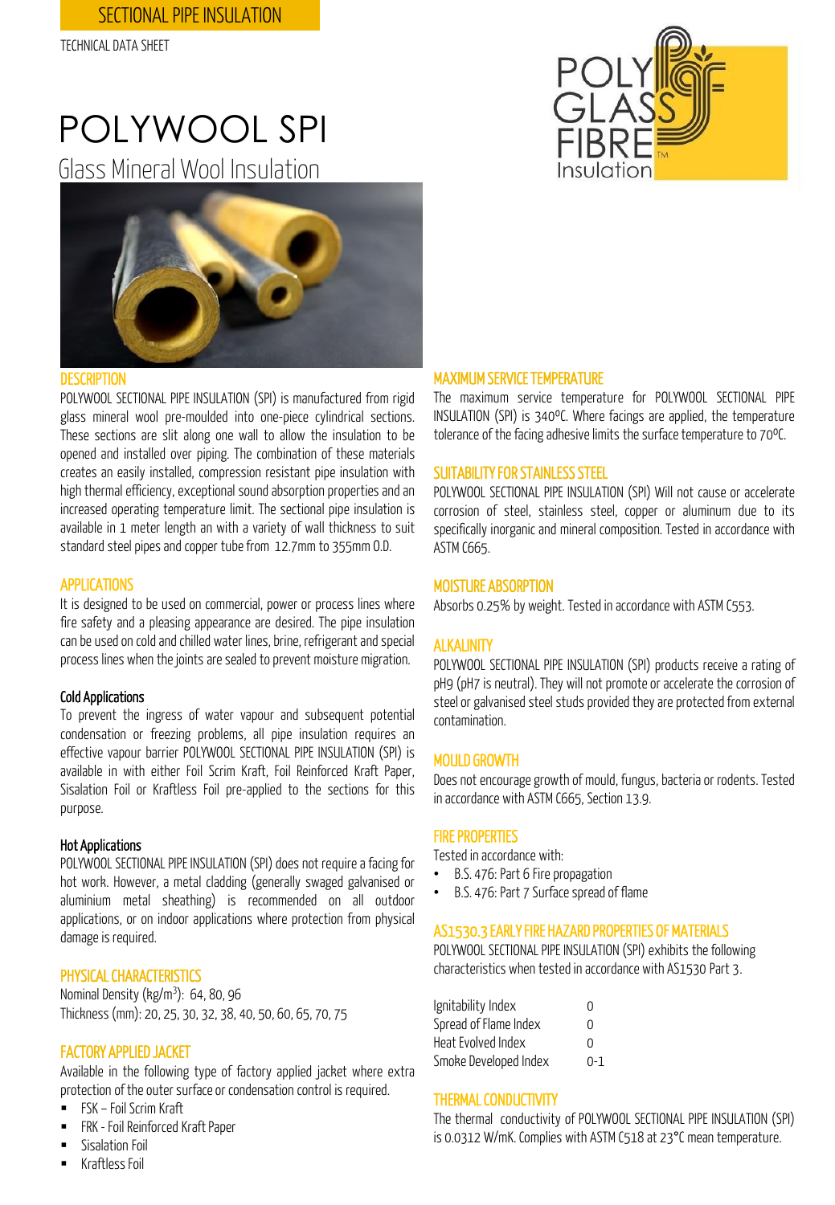SECTIONAL PIPE INSULATION

TECHNICAL DATA SHEET

# POLYWOOL SPI

## Glass Mineral Wool Insulation

### DESCRIPTION

POLYWOOL SECTIONAL PIPE INSULATION (SPI) is manufactured from rigid glass mineral wool pre-moulded into one-piece cylindrical sections. These sections are slit along one wall to allow the insulation to be opened and installed over piping. The combination of these materials creates an easily installed, compression resistant pipe insulation with high thermal efficiency, exceptional sound absorption properties and an increased operating temperature limit. The sectional pipe insulation is available in 1 meter length an with a variety of wall thickness to suit standard steel pipes and copper tube from 12.7mm to 355mm O.D.

### APPLICATIONS

It is designed to be used on commercial, power or process lines where fire safety and a pleasing appearance are desired. The pipe insulation can be used on cold and chilled water lines, brine, refrigerant and special process lines when the joints are sealed to prevent moisture migration.

#### Cold Applications

To prevent the ingress of water vapour and subsequent potential condensation or freezing problems, all pipe insulation requires an effective vapour barrier POLYWOOL SECTIONAL PIPE INSULATION (SPI) is available in with either Foil Scrim Kraft, Foil Reinforced Kraft Paper, Sisalation Foil or Kraftless Foil pre-applied to the sections for this purpose.

#### Hot Applications

POLYWOOL SECTIONAL PIPE INSULATION (SPI) does not require a facing for hot work. However, a metal cladding (generally swaged galvanised or aluminium metal sheathing) is recommended on all outdoor applications, or on indoor applications where protection from physical damage is required.

### PHYSICAL CHARACTERISTICS

Nominal Density (kg/m$^3$): 64, 80, 96
Thickness (mm): 20, 25, 30, 32, 38, 40, 50, 60, 65, 70, 75

### FACTORY APPLIED JACKET

Available in the following type of factory applied jacket where extra protection of the outer surface or condensation control is required.

- FSK – Foil Scrim Kraft
- FRK - Foil Reinforced Kraft Paper
- Sisalation Foil
- Kraftless Foil

### MAXIMUM SERVICE TEMPERATURE

The maximum service temperature for POLYWOOL SECTIONAL PIPE INSULATION (SPI) is 340ºC. Where facings are applied, the temperature tolerance of the facing adhesive limits the surface temperature to 70ºC.

### SUITABILITY FOR STAINLESS STEEL

POLYWOOL SECTIONAL PIPE INSULATION (SPI) Will not cause or accelerate corrosion of steel, stainless steel, copper or aluminum due to its specifically inorganic and mineral composition. Tested in accordance with ASTM C665.

### MOISTURE ABSORPTION

Absorbs 0.25% by weight. Tested in accordance with ASTM C553.

### ALKALINITY

POLYWOOL SECTIONAL PIPE INSULATION (SPI) products receive a rating of pH9 (pH7 is neutral). They will not promote or accelerate the corrosion of steel or galvanised steel studs provided they are protected from external contamination.

### MOULD GROWTH

Does not encourage growth of mould, fungus, bacteria or rodents. Tested in accordance with ASTM C665, Section 13.9.

### FIRE PROPERTIES

Tested in accordance with:

- B.S. 476: Part 6 Fire propagation
- B.S. 476: Part 7 Surface spread of flame

### AS1530.3 EARLY FIRE HAZARD PROPERTIES OF MATERIALS

POLYWOOL SECTIONAL PIPE INSULATION (SPI) exhibits the following characteristics when tested in accordance with AS1530 Part 3.

| Property | Value |
|---|---|
| Ignitability Index | 0 |
| Spread of Flame Index | 0 |
| Heat Evolved Index | 0 |
| Smoke Developed Index | 0-1 |

### THERMAL CONDUCTIVITY

The thermal conductivity of POLYWOOL SECTIONAL PIPE INSULATION (SPI) is 0.0312 W/mK. Complies with ASTM C518 at 23°C mean temperature.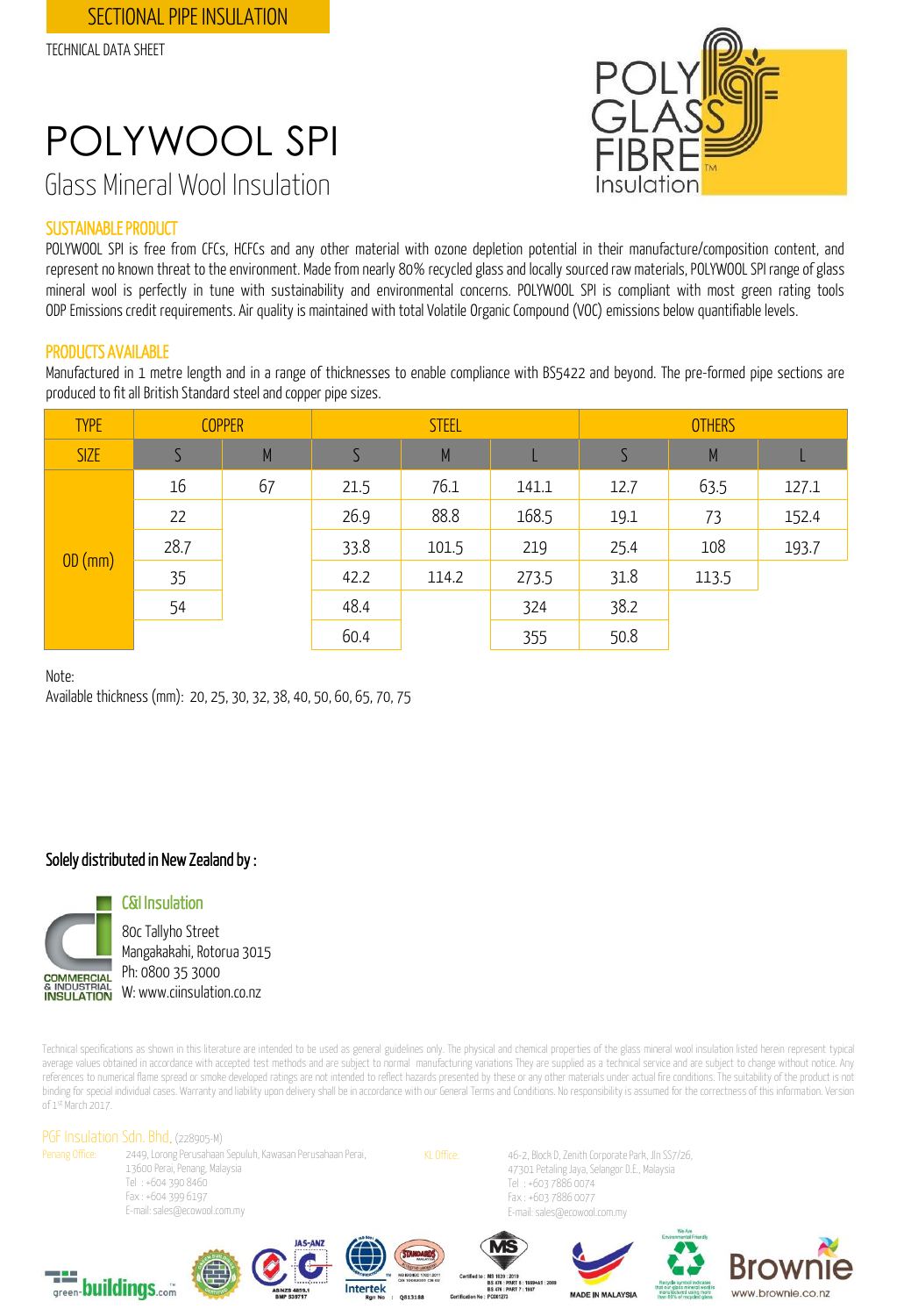SECTIONAL PIPE INSULATION

TECHNICAL DATA SHEET

# POLYWOOL SPI

## Glass Mineral Wool Insulation

### SUSTAINABLE PRODUCT

POLYWOOL SPI is free from CFCs, HCFCs and any other material with ozone depletion potential in their manufacture/composition content, and represent no known threat to the environment. Made from nearly 80% recycled glass and locally sourced raw materials, POLYWOOL SPI range of glass mineral wool is perfectly in tune with sustainability and environmental concerns. POLYWOOL SPI is compliant with most green rating tools ODP Emissions credit requirements. Air quality is maintained with total Volatile Organic Compound (VOC) emissions below quantifiable levels.

### PRODUCTS AVAILABLE

Manufactured in 1 metre length and in a range of thicknesses to enable compliance with BS5422 and beyond. The pre-formed pipe sections are produced to fit all British Standard steel and copper pipe sizes.

| TYPE | COPPER | | STEEL | | | OTHERS | | |
|---|---|---|---|---|---|---|---|---|
| SIZE | S | M | S | M | L | S | M | L |
| OD (mm) | 16 | 67 | 21.5 | 76.1 | 141.1 | 12.7 | 63.5 | 127.1 |
| | 22 | | 26.9 | 88.8 | 168.5 | 19.1 | 73 | 152.4 |
| | 28.7 | | 33.8 | 101.5 | 219 | 25.4 | 108 | 193.7 |
| | 35 | | 42.2 | 114.2 | 273.5 | 31.8 | 113.5 | |
| | 54 | | 48.4 | | 324 | 38.2 | | |
| | | | 60.4 | | 355 | 50.8 | | |

Note:
Available thickness (mm): 20, 25, 30, 32, 38, 40, 50, 60, 65, 70, 75

**Solely distributed in New Zealand by :**

C&I Insulation
80c Tallyho Street
Mangakakahi, Rotorua 3015
Ph: 0800 35 3000
W: www.ciinsulation.co.nz

Technical specifications as shown in this literature are intended to be used as general guidelines only. The physical and chemical properties of the glass mineral wool insulation listed herein represent typical average values obtained in accordance with accepted test methods and are subject to normal manufacturing variations They are supplied as a technical service and are subject to change without notice. Any references to numerical flame spread or smoke developed ratings are not intended to reflect hazards presented by these or any other materials under actual fire conditions. The suitability of the product is not binding for special individual cases. Warranty and liability upon delivery shall be in accordance with our General Terms and Conditions. No responsibility is assumed for the correctness of this information. Version of 1st March 2017.

PGF Insulation Sdn. Bhd. (228905-M)

Penang Office: 2449, Lorong Perusahaan Sepuluh, Kawasan Perusahaan Perai, 13600 Perai, Penang, Malaysia
Tel : +604 390 8460
Fax : +604 399 6197
E-mail: sales@ecowool.com.my

KL Office: 46-2, Block D, Zenith Corporate Park, Jln SS7/26, 47301 Petaling Jaya, Selangor D.E., Malaysia
Tel : +603 7886 0074
Fax : +603 7886 0077
E-mail: sales@ecowool.com.my